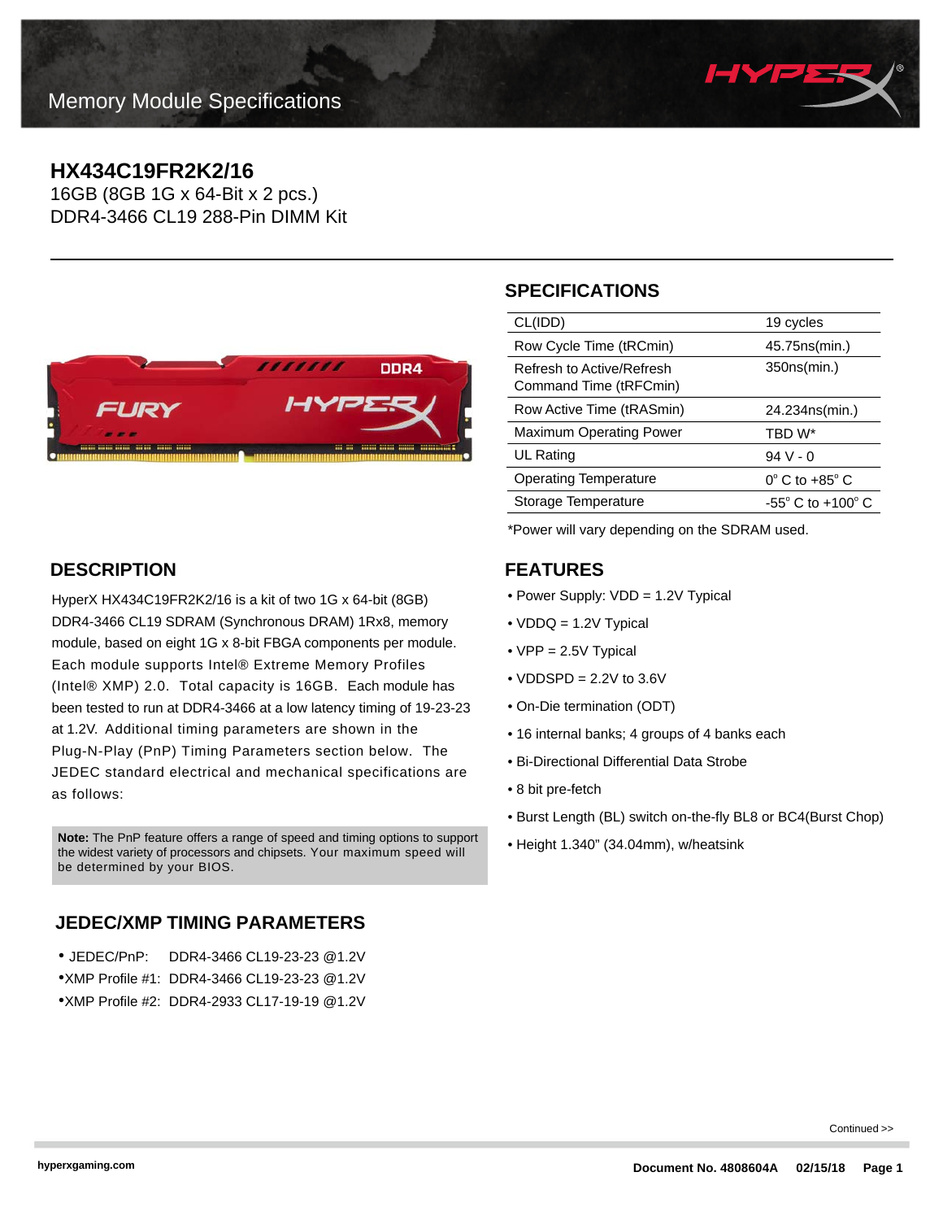Memory Module Specifications

# HX434C19FR2K2/16

16GB (8GB 1G x 64-Bit x 2 pcs.)
DDR4-3466 CL19 288-Pin DIMM Kit

## SPECIFICATIONS

| | |
|---|---|
| CL(IDD) | 19 cycles |
| Row Cycle Time (tRCmin) | 45.75ns(min.) |
| Refresh to Active/Refresh Command Time (tRFCmin) | 350ns(min.) |
| Row Active Time (tRASmin) | 24.234ns(min.) |
| Maximum Operating Power | TBD W* |
| UL Rating | 94 V - 0 |
| Operating Temperature | 0° C to +85° C |
| Storage Temperature | -55° C to +100° C |

*Power will vary depending on the SDRAM used.

## DESCRIPTION

HyperX HX434C19FR2K2/16 is a kit of two 1G x 64-bit (8GB) DDR4-3466 CL19 SDRAM (Synchronous DRAM) 1Rx8, memory module, based on eight 1G x 8-bit FBGA components per module. Each module supports Intel® Extreme Memory Profiles (Intel® XMP) 2.0. Total capacity is 16GB. Each module has been tested to run at DDR4-3466 at a low latency timing of 19-23-23 at 1.2V. Additional timing parameters are shown in the Plug-N-Play (PnP) Timing Parameters section below. The JEDEC standard electrical and mechanical specifications are as follows:

**Note:** The PnP feature offers a range of speed and timing options to support the widest variety of processors and chipsets. Your maximum speed will be determined by your BIOS.

## FEATURES

- Power Supply: VDD = 1.2V Typical
- VDDQ = 1.2V Typical
- VPP = 2.5V Typical
- VDDSPD = 2.2V to 3.6V
- On-Die termination (ODT)
- 16 internal banks; 4 groups of 4 banks each
- Bi-Directional Differential Data Strobe
- 8 bit pre-fetch
- Burst Length (BL) switch on-the-fly BL8 or BC4(Burst Chop)
- Height 1.340" (34.04mm), w/heatsink

## JEDEC/XMP TIMING PARAMETERS

- JEDEC/PnP: DDR4-3466 CL19-23-23 @1.2V
- XMP Profile #1: DDR4-3466 CL19-23-23 @1.2V
- XMP Profile #2: DDR4-2933 CL17-19-19 @1.2V

Continued >>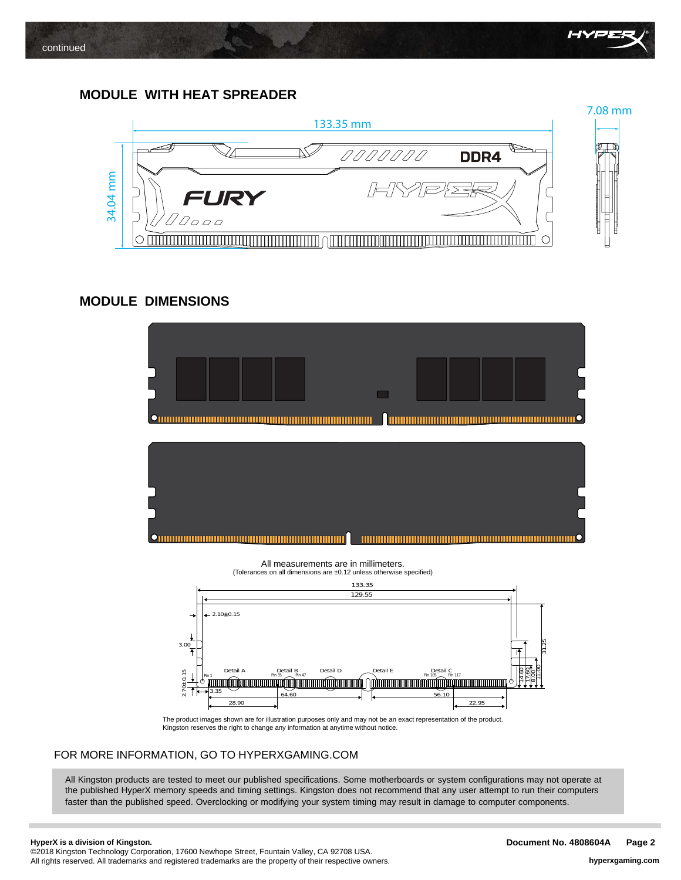## MODULE WITH HEAT SPREADER

133.35 mm

7.08 mm

34.04 mm

## MODULE DIMENSIONS

All measurements are in millimeters.
(Tolerances on all dimensions are ±0.12 unless otherwise specified)

133.35
129.55
2.10±0.15
3.00
31.25
14.60
17.60
8.00
11.00
2.70±0.15
Detail A
Detail B
Detail D
Detail E
Detail C
Pin 1
Pin 35
Pin 47
Pin 105
Pin 117
3.35
28.90
64.60
56.10
22.95

The product images shown are for illustration purposes only and may not be an exact representation of the product.
Kingston reserves the right to change any information at anytime without notice.

FOR MORE INFORMATION, GO TO HYPERXGAMING.COM

All Kingston products are tested to meet our published specifications. Some motherboards or system configurations may not operate at the published HyperX memory speeds and timing settings. Kingston does not recommend that any user attempt to run their computers faster than the published speed. Overclocking or modifying your system timing may result in damage to computer components.

**HyperX is a division of Kingston.**
©2018 Kingston Technology Corporation, 17600 Newhope Street, Fountain Valley, CA 92708 USA.
All rights reserved. All trademarks and registered trademarks are the property of their respective owners.

**Document No. 4808604A**

hyperxgaming.com